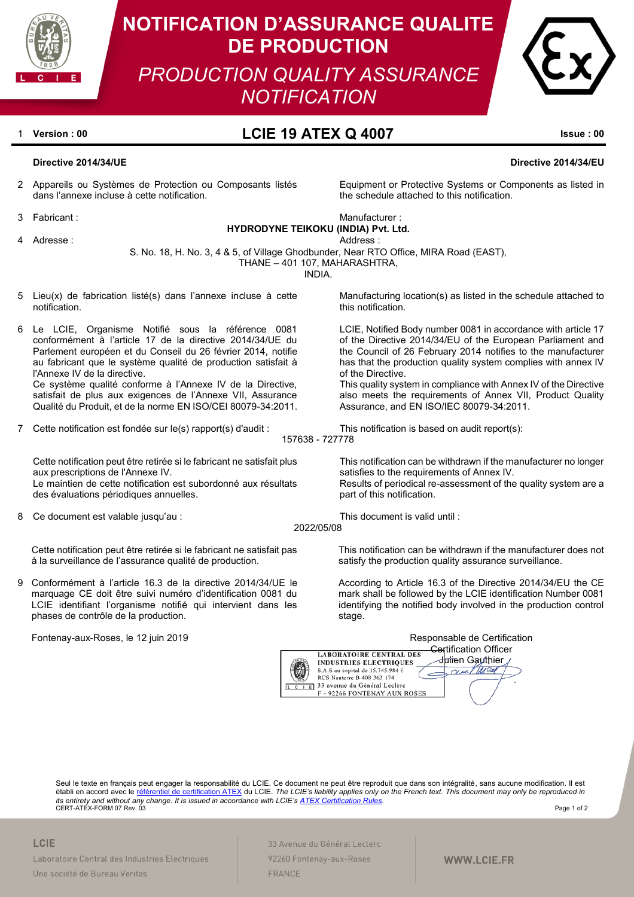# NOTIFICATION D'ASSURANCE QUALITE DE PRODUCTION

## *PRODUCTION QUALITY ASSURANCE NOTIFICATION*

1 **Version : 00** **LCIE 19 ATEX Q 4007** **Issue : 00**

**Directive 2014/34/UE** **Directive 2014/34/EU**

2 Appareils ou Systèmes de Protection ou Composants listés dans l'annexe incluse à cette notification.

Equipment or Protective Systems or Components as listed in the schedule attached to this notification.

3 Fabricant : Manufacturer :

**HYDRODYNE TEIKOKU (INDIA) Pvt. Ltd.**

4 Adresse : Address :

S. No. 18, H. No. 3, 4 & 5, of Village Ghodbunder, Near RTO Office, MIRA Road (EAST),
THANE – 401 107, MAHARASHTRA,
INDIA.

5 Lieu(x) de fabrication listé(s) dans l'annexe incluse à cette notification.

Manufacturing location(s) as listed in the schedule attached to this notification.

6 Le LCIE, Organisme Notifié sous la référence 0081 conformément à l'article 17 de la directive 2014/34/UE du Parlement européen et du Conseil du 26 février 2014, notifie au fabricant que le système qualité de production satisfait à l'Annexe IV de la directive.
Ce système qualité conforme à l'Annexe IV de la Directive, satisfait de plus aux exigences de l'Annexe VII, Assurance Qualité du Produit, et de la norme EN ISO/CEI 80079-34:2011.

LCIE, Notified Body number 0081 in accordance with article 17 of the Directive 2014/34/EU of the European Parliament and the Council of 26 February 2014 notifies to the manufacturer has that the production quality system complies with annex IV of the Directive.
This quality system in compliance with Annex IV of the Directive also meets the requirements of Annex VII, Product Quality Assurance, and EN ISO/IEC 80079-34:2011.

7 Cette notification est fondée sur le(s) rapport(s) d'audit : This notification is based on audit report(s):

157638 - 727778

Cette notification peut être retirée si le fabricant ne satisfait plus aux prescriptions de l'Annexe IV.
Le maintien de cette notification est subordonné aux résultats des évaluations périodiques annuelles.

This notification can be withdrawn if the manufacturer no longer satisfies to the requirements of Annex IV.
Results of periodical re-assessment of the quality system are a part of this notification.

8 Ce document est valable jusqu'au : This document is valid until :

2022/05/08

Cette notification peut être retirée si le fabricant ne satisfait pas à la surveillance de l'assurance qualité de production.

This notification can be withdrawn if the manufacturer does not satisfy the production quality assurance surveillance.

9 Conformément à l'article 16.3 de la directive 2014/34/UE le marquage CE doit être suivi numéro d'identification 0081 du LCIE identifiant l'organisme notifié qui intervient dans les phases de contrôle de la production.

According to Article 16.3 of the Directive 2014/34/EU the CE mark shall be followed by the LCIE identification Number 0081 identifying the notified body involved in the production control stage.

Fontenay-aux-Roses, le 12 juin 2019

Responsable de Certification
Certification Officer
Julien Gauthier

LABORATOIRE CENTRAL DES INDUSTRIES ELECTRIQUES
S.A.S au capital de 15.745.984 €
RCS Nanterre B 408 363 174
33 avenue du Général Leclerc
F - 92266 FONTENAY AUX ROSES

Seul le texte en français peut engager la responsabilité du LCIE. Ce document ne peut être reproduit que dans son intégralité, sans aucune modification. Il est établi en accord avec le référentiel de certification ATEX du LCIE. *The LCIE's liability applies only on the French text. This document may only be reproduced in its entirety and without any change. It is issued in accordance with LCIE's ATEX Certification Rules.*
CERT-ATEX-FORM 07 Rev. 03

LCIE
Laboratoire Central des Industries Electriques
Une société de Bureau Veritas

33 Avenue du Général Leclerc
92260 Fontenay-aux-Roses
FRANCE

WWW.LCIE.FR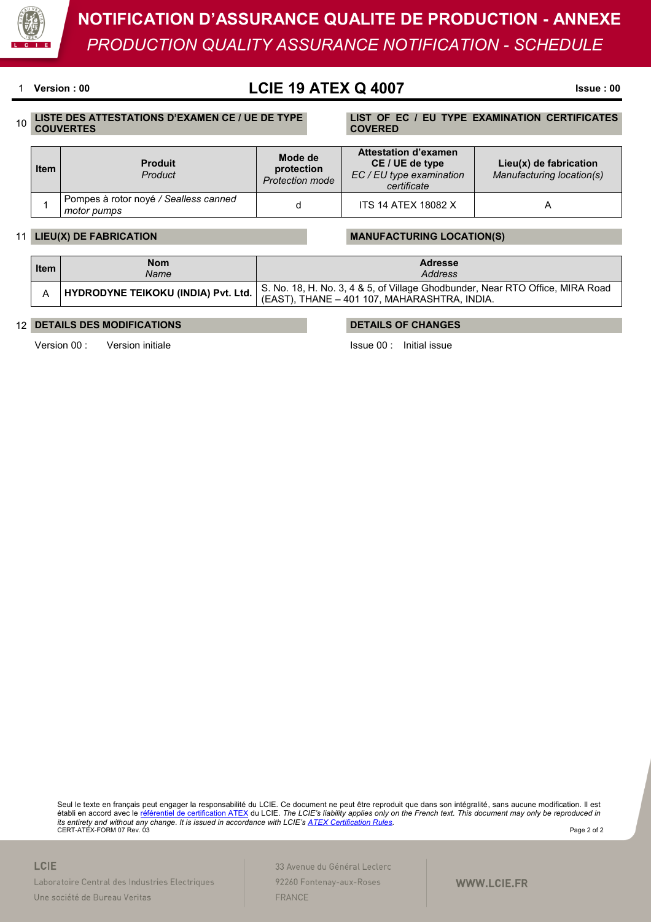# NOTIFICATION D'ASSURANCE QUALITE DE PRODUCTION - ANNEXE

*PRODUCTION QUALITY ASSURANCE NOTIFICATION - SCHEDULE*

1 **Version : 00** **LCIE 19 ATEX Q 4007** **Issue : 00**

## 10 LISTE DES ATTESTATIONS D'EXAMEN CE / UE DE TYPE COUVERTES / LIST OF EC / EU TYPE EXAMINATION CERTIFICATES COVERED

| Item | **Produit** *Product* | **Mode de protection** *Protection mode* | **Attestation d'examen CE / UE de type** *EC / EU type examination certificate* | **Lieu(x) de fabrication** *Manufacturing location(s)* |
|---|---|---|---|---|
| 1 | Pompes à rotor noyé / *Sealless canned motor pumps* | d | ITS 14 ATEX 18082 X | A |

## 11 LIEU(X) DE FABRICATION / MANUFACTURING LOCATION(S)

| Item | **Nom** *Name* | **Adresse** *Address* |
|---|---|---|
| A | **HYDRODYNE TEIKOKU (INDIA) Pvt. Ltd.** | S. No. 18, H. No. 3, 4 & 5, of Village Ghodbunder, Near RTO Office, MIRA Road (EAST), THANE – 401 107, MAHARASHTRA, INDIA. |

## 12 DETAILS DES MODIFICATIONS / DETAILS OF CHANGES

Version 00 : Version initiale

Issue 00 : Initial issue

Seul le texte en français peut engager la responsabilité du LCIE. Ce document ne peut être reproduit que dans son intégralité, sans aucune modification. Il est établi en accord avec le référentiel de certification ATEX du LCIE. *The LCIE's liability applies only on the French text. This document may only be reproduced in its entirety and without any change. It is issued in accordance with LCIE's ATEX Certification Rules.*

CERT-ATEX-FORM 07 Rev. 03

LCIE
Laboratoire Central des Industries Electriques
Une société de Bureau Veritas

33 Avenue du Général Leclerc
92260 Fontenay-aux-Roses
FRANCE

WWW.LCIE.FR